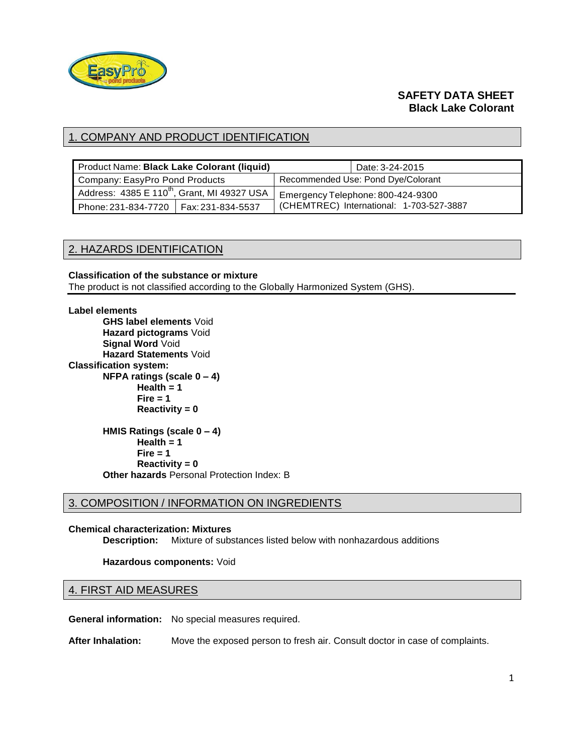**SAFETY DATA SHEET**
**Black Lake Colorant**

## 1. COMPANY AND PRODUCT IDENTIFICATION

| Product Name: **Black Lake Colorant (liquid)** | | Date: 3-24-2015 |
|---|---|---|
| Company: EasyPro Pond Products | | Recommended Use: Pond Dye/Colorant |
| Address: 4385 E 110th, Grant, MI 49327 USA | | Emergency Telephone: 800-424-9300 (CHEMTREC) International: 1-703-527-3887 |
| Phone: 231-834-7720 | Fax: 231-834-5537 | |

## 2. HAZARDS IDENTIFICATION

**Classification of the substance or mixture**
The product is not classified according to the Globally Harmonized System (GHS).

**Label elements**
- **GHS label elements** Void
- **Hazard pictograms** Void
- **Signal Word** Void
- **Hazard Statements** Void

**Classification system:**
- **NFPA ratings (scale 0 – 4)**
  - **Health = 1**
  - **Fire = 1**
  - **Reactivity = 0**
- **HMIS Ratings (scale 0 – 4)**
  - **Health = 1**
  - **Fire = 1**
  - **Reactivity = 0**
- **Other hazards** Personal Protection Index: B

## 3. COMPOSITION / INFORMATION ON INGREDIENTS

**Chemical characterization: Mixtures**
**Description:** Mixture of substances listed below with nonhazardous additions

**Hazardous components:** Void

## 4. FIRST AID MEASURES

**General information:** No special measures required.

**After Inhalation:** Move the exposed person to fresh air. Consult doctor in case of complaints.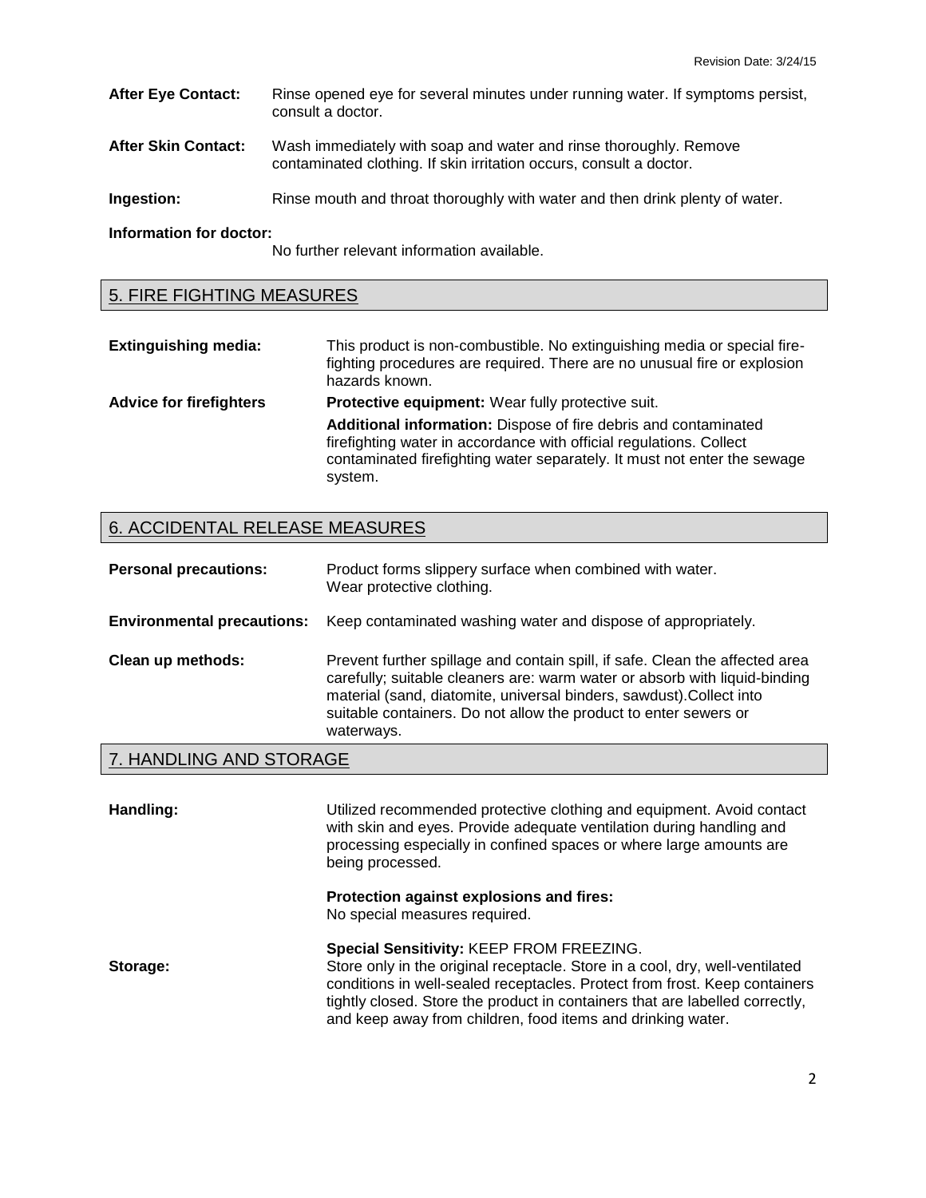**After Eye Contact:** Rinse opened eye for several minutes under running water. If symptoms persist, consult a doctor.

**After Skin Contact:** Wash immediately with soap and water and rinse thoroughly. Remove contaminated clothing. If skin irritation occurs, consult a doctor.

**Ingestion:** Rinse mouth and throat thoroughly with water and then drink plenty of water.

**Information for doctor:**
No further relevant information available.

## 5. FIRE FIGHTING MEASURES

**Extinguishing media:** This product is non-combustible. No extinguishing media or special fire-fighting procedures are required. There are no unusual fire or explosion hazards known.

**Advice for firefighters** **Protective equipment:** Wear fully protective suit.

**Additional information:** Dispose of fire debris and contaminated firefighting water in accordance with official regulations. Collect contaminated firefighting water separately. It must not enter the sewage system.

## 6. ACCIDENTAL RELEASE MEASURES

**Personal precautions:** Product forms slippery surface when combined with water. Wear protective clothing.

**Environmental precautions:** Keep contaminated washing water and dispose of appropriately.

**Clean up methods:** Prevent further spillage and contain spill, if safe. Clean the affected area carefully; suitable cleaners are: warm water or absorb with liquid-binding material (sand, diatomite, universal binders, sawdust).Collect into suitable containers. Do not allow the product to enter sewers or waterways.

## 7. HANDLING AND STORAGE

**Handling:** Utilized recommended protective clothing and equipment. Avoid contact with skin and eyes. Provide adequate ventilation during handling and processing especially in confined spaces or where large amounts are being processed.

**Protection against explosions and fires:**
No special measures required.

**Special Sensitivity:** KEEP FROM FREEZING.

**Storage:** Store only in the original receptacle. Store in a cool, dry, well-ventilated conditions in well-sealed receptacles. Protect from frost. Keep containers tightly closed. Store the product in containers that are labelled correctly, and keep away from children, food items and drinking water.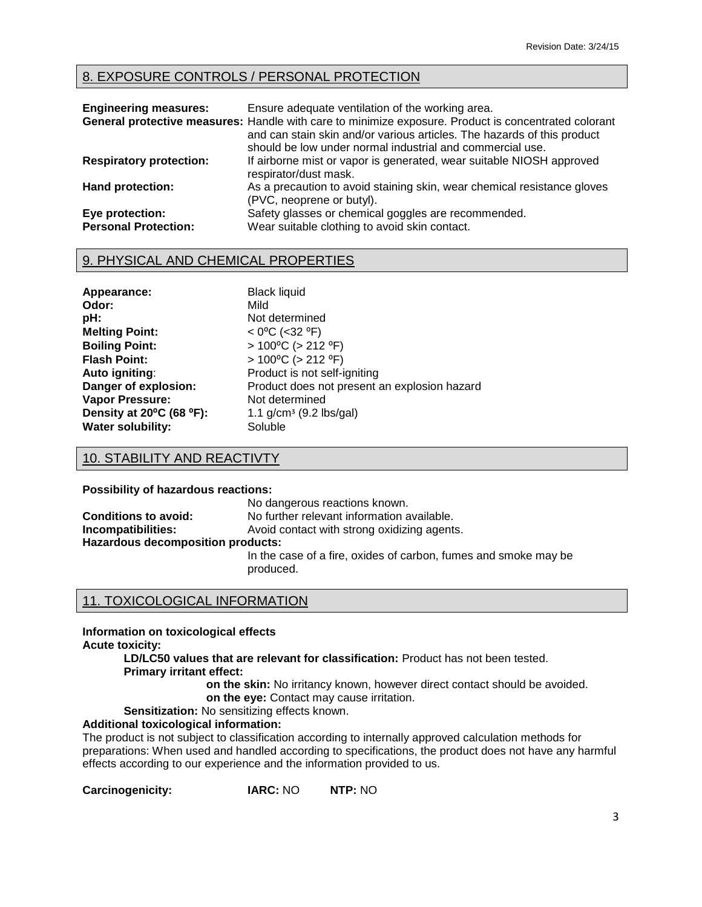## 8. EXPOSURE CONTROLS / PERSONAL PROTECTION

**Engineering measures:** Ensure adequate ventilation of the working area.

**General protective measures:** Handle with care to minimize exposure. Product is concentrated colorant and can stain skin and/or various articles. The hazards of this product should be low under normal industrial and commercial use.

**Respiratory protection:** If airborne mist or vapor is generated, wear suitable NIOSH approved respirator/dust mask.

**Hand protection:** As a precaution to avoid staining skin, wear chemical resistance gloves (PVC, neoprene or butyl).

**Eye protection:** Safety glasses or chemical goggles are recommended.

**Personal Protection:** Wear suitable clothing to avoid skin contact.

## 9. PHYSICAL AND CHEMICAL PROPERTIES

**Appearance:** Black liquid

**Odor:** Mild

**pH:** Not determined

**Melting Point:** < 0ºC (<32 ºF)

**Boiling Point:** > 100ºC (> 212 ºF)

**Flash Point:** > 100ºC (> 212 ºF)

**Auto igniting**: Product is not self-igniting

**Danger of explosion:** Product does not present an explosion hazard

**Vapor Pressure:** Not determined

**Density at 20ºC (68 ºF):** 1.1 g/cm$^3$ (9.2 lbs/gal)

**Water solubility:** Soluble

## 10. STABILITY AND REACTIVTY

**Possibility of hazardous reactions:**
No dangerous reactions known.

**Conditions to avoid:** No further relevant information available.

**Incompatibilities:** Avoid contact with strong oxidizing agents.

**Hazardous decomposition products:**
In the case of a fire, oxides of carbon, fumes and smoke may be produced.

## 11. TOXICOLOGICAL INFORMATION

**Information on toxicological effects**

**Acute toxicity:**

**LD/LC50 values that are relevant for classification:** Product has not been tested.

**Primary irritant effect:**

**on the skin:** No irritancy known, however direct contact should be avoided.

**on the eye:** Contact may cause irritation.

**Sensitization:** No sensitizing effects known.

**Additional toxicological information:**

The product is not subject to classification according to internally approved calculation methods for preparations: When used and handled according to specifications, the product does not have any harmful effects according to our experience and the information provided to us.

**Carcinogenicity:** **IARC:** NO **NTP:** NO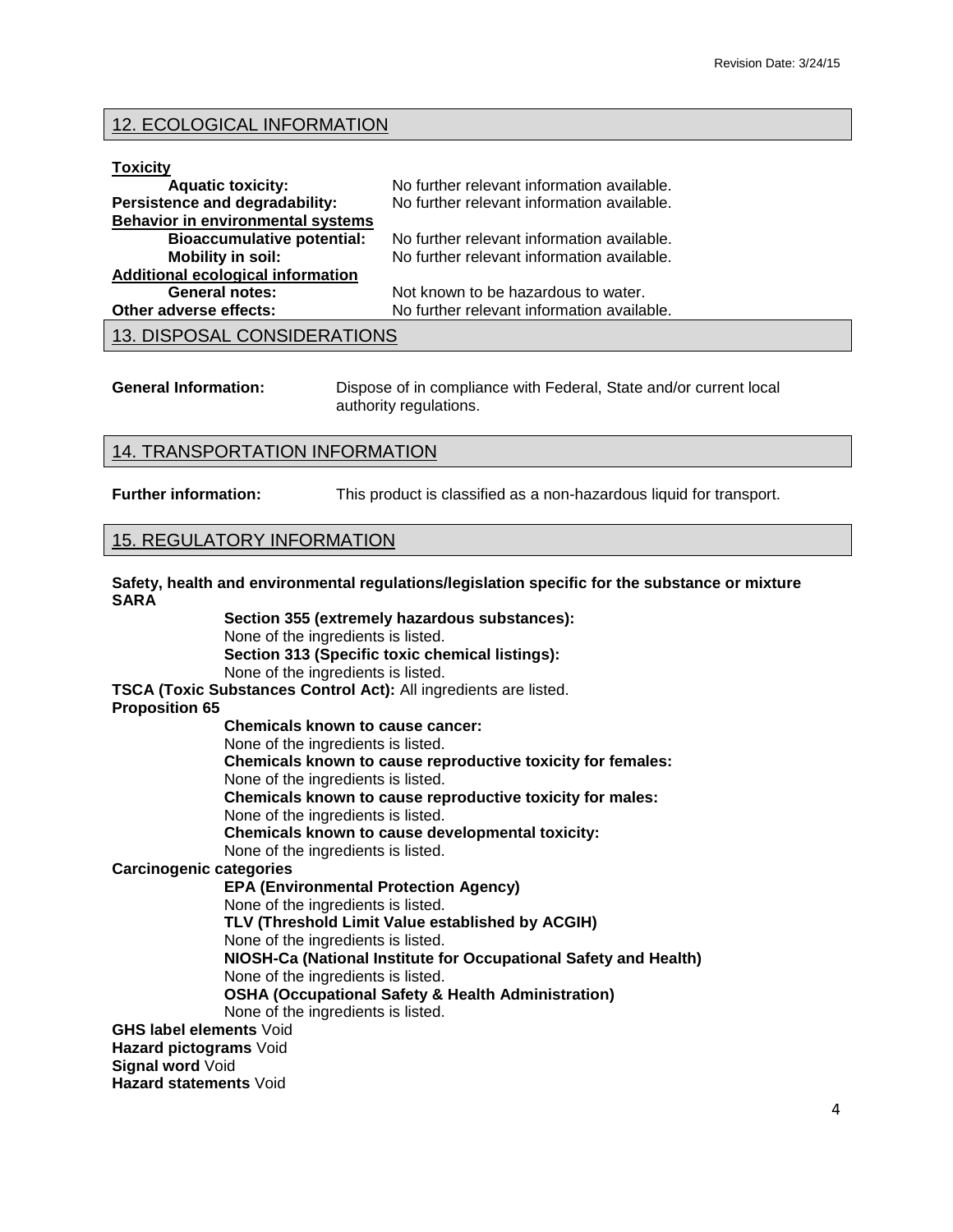## 12. ECOLOGICAL INFORMATION

**Toxicity**

**Aquatic toxicity:** No further relevant information available.

**Persistence and degradability:** No further relevant information available.

**Behavior in environmental systems**

**Bioaccumulative potential:** No further relevant information available.

**Mobility in soil:** No further relevant information available.

**Additional ecological information**

**General notes:** Not known to be hazardous to water.

**Other adverse effects:** No further relevant information available.

## 13. DISPOSAL CONSIDERATIONS

**General Information:** Dispose of in compliance with Federal, State and/or current local authority regulations.

## 14. TRANSPORTATION INFORMATION

**Further information:** This product is classified as a non-hazardous liquid for transport.

## 15. REGULATORY INFORMATION

**Safety, health and environmental regulations/legislation specific for the substance or mixture**

**SARA**

**Section 355 (extremely hazardous substances):**
None of the ingredients is listed.

**Section 313 (Specific toxic chemical listings):**
None of the ingredients is listed.

**TSCA (Toxic Substances Control Act):** All ingredients are listed.

**Proposition 65**

**Chemicals known to cause cancer:**
None of the ingredients is listed.

**Chemicals known to cause reproductive toxicity for females:**
None of the ingredients is listed.

**Chemicals known to cause reproductive toxicity for males:**
None of the ingredients is listed.

**Chemicals known to cause developmental toxicity:**
None of the ingredients is listed.

**Carcinogenic categories**

**EPA (Environmental Protection Agency)**
None of the ingredients is listed.

**TLV (Threshold Limit Value established by ACGIH)**
None of the ingredients is listed.

**NIOSH-Ca (National Institute for Occupational Safety and Health)**
None of the ingredients is listed.

**OSHA (Occupational Safety & Health Administration)**
None of the ingredients is listed.

**GHS label elements** Void

**Hazard pictograms** Void

**Signal word** Void

**Hazard statements** Void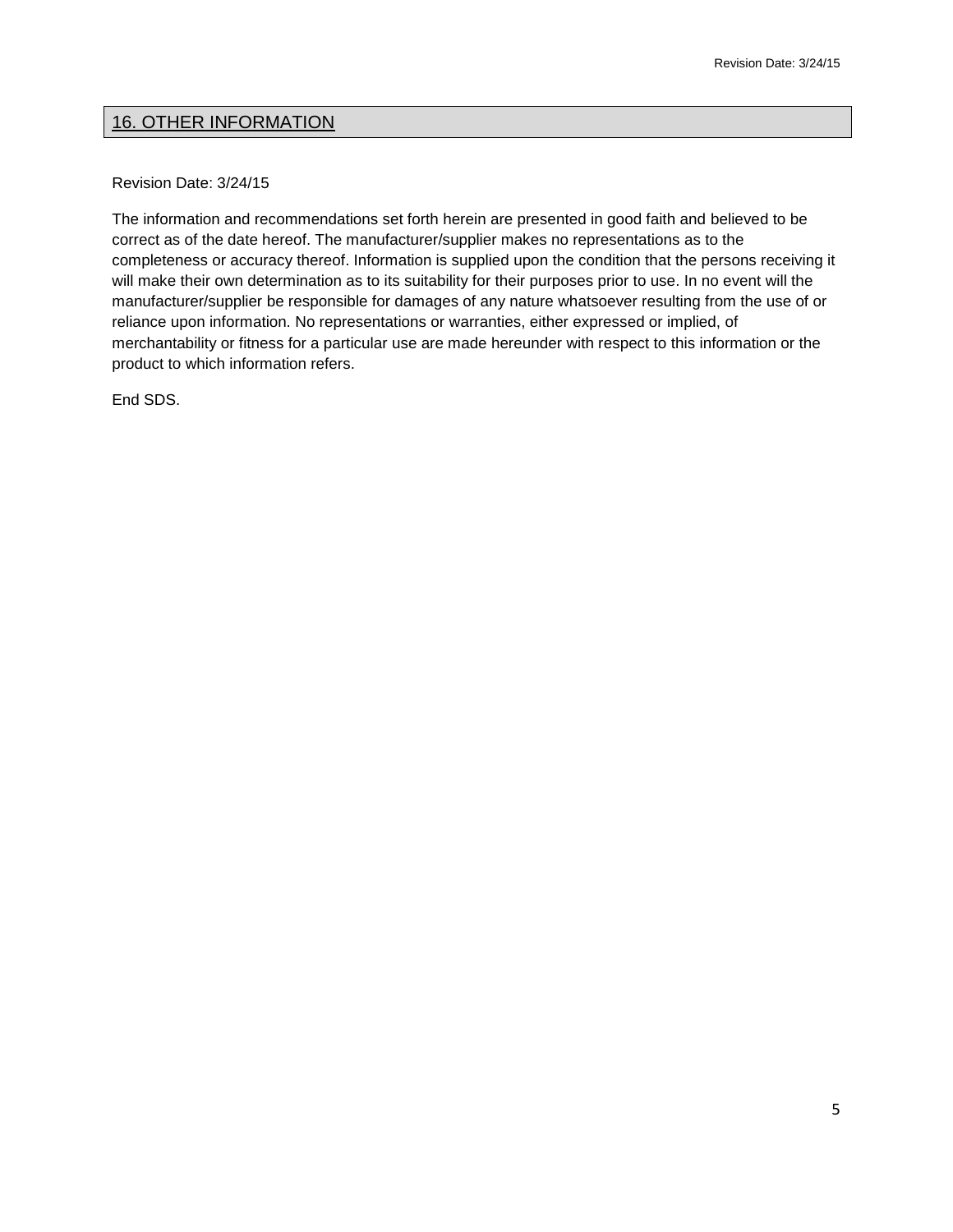## 16. OTHER INFORMATION

Revision Date: 3/24/15

The information and recommendations set forth herein are presented in good faith and believed to be correct as of the date hereof. The manufacturer/supplier makes no representations as to the completeness or accuracy thereof. Information is supplied upon the condition that the persons receiving it will make their own determination as to its suitability for their purposes prior to use. In no event will the manufacturer/supplier be responsible for damages of any nature whatsoever resulting from the use of or reliance upon information. No representations or warranties, either expressed or implied, of merchantability or fitness for a particular use are made hereunder with respect to this information or the product to which information refers.

End SDS.